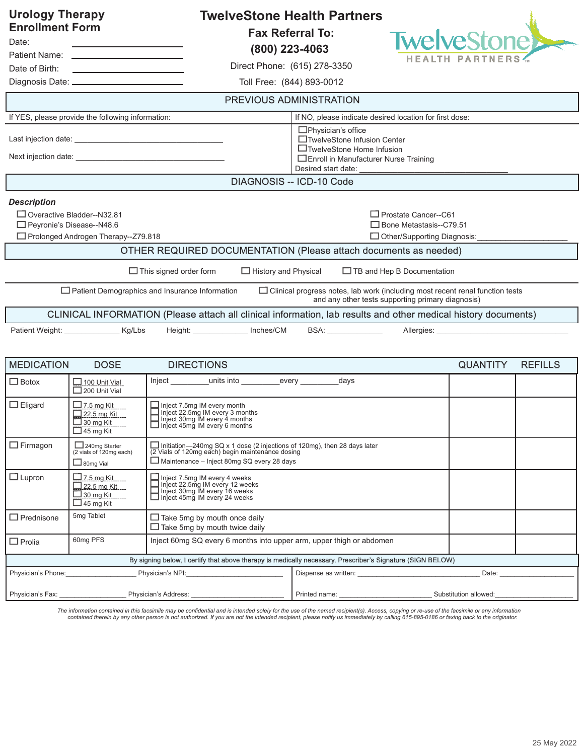# Urology Therapy Enrollment Form

Date: ______________
Patient Name: ______________
Date of Birth: ______________
Diagnosis Date: ______________

## TwelveStone Health Partners

**Fax Referral To:**
**(800) 223-4063**

Direct Phone: (615) 278-3350

Toll Free: (844) 893-0012

TwelveStone HEALTH PARTNERS™

## PREVIOUS ADMINISTRATION

| If YES, please provide the following information: | If NO, please indicate desired location for first dose: |
|---|---|
| Last injection date: ______________ | ☐ Physician's office |
| Next injection date: ______________ | ☐ TwelveStone Infusion Center |
| | ☐ TwelveStone Home Infusion |
| | ☐ Enroll in Manufacturer Nurse Training |
| | Desired start date: ______________ |

## DIAGNOSIS -- ICD-10 Code

***Description***

- ☐ Overactive Bladder--N32.81
- ☐ Peyronie's Disease--N48.6
- ☐ Prolonged Androgen Therapy--Z79.818
- ☐ Prostate Cancer--C61
- ☐ Bone Metastasis--C79.51
- ☐ Other/Supporting Diagnosis: ______________

## OTHER REQUIRED DOCUMENTATION (Please attach documents as needed)

- ☐ This signed order form
- ☐ History and Physical
- ☐ TB and Hep B Documentation
- ☐ Patient Demographics and Insurance Information
- ☐ Clinical progress notes, lab work (including most recent renal function tests and any other tests supporting primary diagnosis)

## CLINICAL INFORMATION (Please attach all clinical information, lab results and other medical history documents)

Patient Weight: ______________ Kg/Lbs   Height: ______________ Inches/CM   BSA: ______________   Allergies: ______________

| MEDICATION | DOSE | DIRECTIONS | QUANTITY | REFILLS |
|---|---|---|---|---|
| ☐ Botox | ☐ 100 Unit Vial<br>☐ 200 Unit Vial | Inject ________ units into ________ every ________ days | | |
| ☐ Eligard | ☐ 7.5 mg Kit<br>☐ 22.5 mg Kit<br>☐ 30 mg Kit<br>☐ 45 mg Kit | ☐ Inject 7.5mg IM every month<br>☐ Inject 22.5mg IM every 3 months<br>☐ Inject 30mg IM every 4 months<br>☐ Inject 45mg IM every 6 months | | |
| ☐ Firmagon | ☐ 240mg Starter (2 vials of 120mg each)<br>☐ 80mg Vial | ☐ Initiation—240mg SQ x 1 dose (2 injections of 120mg), then 28 days later (2 Vials of 120mg each) begin maintenance dosing<br>☐ Maintenance – Inject 80mg SQ every 28 days | | |
| ☐ Lupron | ☐ 7.5 mg Kit<br>☐ 22.5 mg Kit<br>☐ 30 mg Kit<br>☐ 45 mg Kit | ☐ Inject 7.5mg IM every 4 weeks<br>☐ Inject 22.5mg IM every 12 weeks<br>☐ Inject 30mg IM every 16 weeks<br>☐ Inject 45mg IM every 24 weeks | | |
| ☐ Prednisone | 5mg Tablet | ☐ Take 5mg by mouth once daily<br>☐ Take 5mg by mouth twice daily | | |
| ☐ Prolia | 60mg PFS | Inject 60mg SQ every 6 months into upper arm, upper thigh or abdomen | | |

By signing below, I certify that above therapy is medically necessary. Prescriber's Signature (SIGN BELOW)

| | |
|---|---|
| Physician's Phone: ______________ Physician's NPI: ______________ | Dispense as written: ______________ Date: ______________ |
| Physician's Fax: ______________ Physician's Address: ______________ | Printed name: ______________ Substitution allowed: ______________ |

*The information contained in this facsimile may be confidential and is intended solely for the use of the named recipient(s). Access, copying or re-use of the facsimile or any information contained therein by any other person is not authorized. If you are not the intended recipient, please notify us immediately by calling 615-895-0186 or faxing back to the originator.*

25 May 2022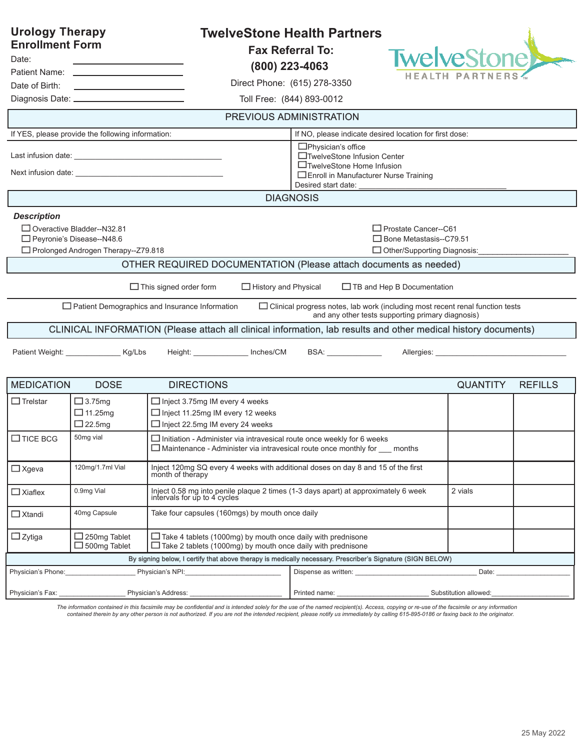## Urology Therapy Enrollment Form

Date: ______________________

Patient Name: ______________________

Date of Birth: ______________________

Diagnosis Date: ______________________

# TwelveStone Health Partners

**Fax Referral To:**

**(800) 223-4063**

Direct Phone: (615) 278-3350

Toll Free: (844) 893-0012

TwelveStone HEALTH PARTNERS™

## PREVIOUS ADMINISTRATION

| If YES, please provide the following information: | If NO, please indicate desired location for first dose: |
|---|---|
| Last infusion date: ______________________ | ☐ Physician's office |
| Next infusion date: ______________________ | ☐ TwelveStone Infusion Center |
| | ☐ TwelveStone Home Infusion |
| | ☐ Enroll in Manufacturer Nurse Training |
| | Desired start date: ______________________ |

## DIAGNOSIS

***Description***

- ☐ Overactive Bladder--N32.81
- ☐ Peyronie's Disease--N48.6
- ☐ Prolonged Androgen Therapy--Z79.818
- ☐ Prostate Cancer--C61
- ☐ Bone Metastasis--C79.51
- ☐ Other/Supporting Diagnosis: ______________________

## OTHER REQUIRED DOCUMENTATION (Please attach documents as needed)

- ☐ This signed order form
- ☐ History and Physical
- ☐ TB and Hep B Documentation
- ☐ Patient Demographics and Insurance Information
- ☐ Clinical progress notes, lab work (including most recent renal function tests and any other tests supporting primary diagnosis)

## CLINICAL INFORMATION (Please attach all clinical information, lab results and other medical history documents)

Patient Weight: ____________ Kg/Lbs Height: ____________ Inches/CM BSA: ____________ Allergies: ______________________

| MEDICATION | DOSE | DIRECTIONS | QUANTITY | REFILLS |
|---|---|---|---|---|
| ☐ Trelstar | ☐ 3.75mg<br>☐ 11.25mg<br>☐ 22.5mg | ☐ Inject 3.75mg IM every 4 weeks<br>☐ Inject 11.25mg IM every 12 weeks<br>☐ Inject 22.5mg IM every 24 weeks | | |
| ☐ TICE BCG | 50mg vial | ☐ Initiation - Administer via intravesical route once weekly for 6 weeks<br>☐ Maintenance - Administer via intravesical route once monthly for ___ months | | |
| ☐ Xgeva | 120mg/1.7ml Vial | Inject 120mg SQ every 4 weeks with additional doses on day 8 and 15 of the first month of therapy | | |
| ☐ Xiaflex | 0.9mg Vial | Inject 0.58 mg into penile plaque 2 times (1-3 days apart) at approximately 6 week intervals for up to 4 cycles | 2 vials | |
| ☐ Xtandi | 40mg Capsule | Take four capsules (160mgs) by mouth once daily | | |
| ☐ Zytiga | ☐ 250mg Tablet<br>☐ 500mg Tablet | ☐ Take 4 tablets (1000mg) by mouth once daily with prednisone<br>☐ Take 2 tablets (1000mg) by mouth once daily with prednisone | | |

By signing below, I certify that above therapy is medically necessary. Prescriber's Signature (SIGN BELOW)

| | |
|---|---|
| Physician's Phone: ____________ Physician's NPI: ____________ | Dispense as written: ____________ Date: ____________ |
| Physician's Fax: ____________ Physician's Address: ____________ | Printed name: ____________ Substitution allowed: ____________ |

*The information contained in this facsimile may be confidential and is intended solely for the use of the named recipient(s). Access, copying or re-use of the facsimile or any information contained therein by any other person is not authorized. If you are not the intended recipient, please notify us immediately by calling 615-895-0186 or faxing back to the originator.*

25 May 2022